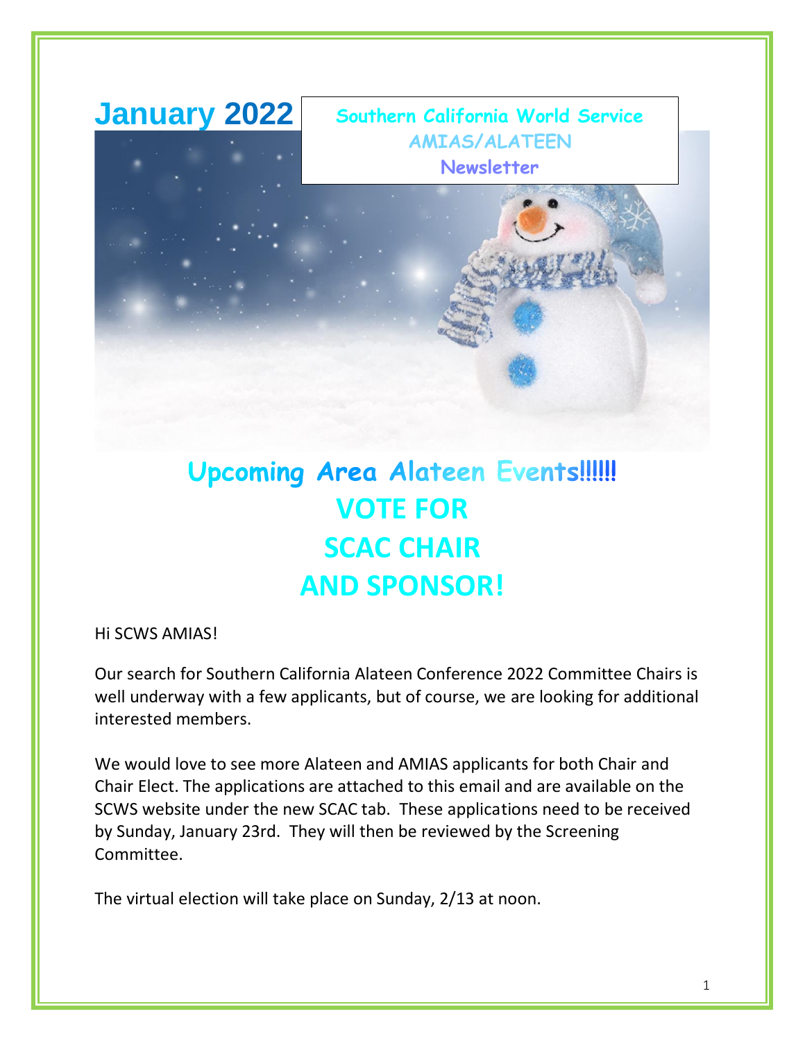# January 2022

**Southern California World Service**
**AMIAS/ALATEEN**
**Newsletter**

## Upcoming Area Alateen Events!!!!!!

## VOTE FOR SCAC CHAIR AND SPONSOR!

Hi SCWS AMIAS!

Our search for Southern California Alateen Conference 2022 Committee Chairs is well underway with a few applicants, but of course, we are looking for additional interested members.

We would love to see more Alateen and AMIAS applicants for both Chair and Chair Elect. The applications are attached to this email and are available on the SCWS website under the new SCAC tab. These applications need to be received by Sunday, January 23rd. They will then be reviewed by the Screening Committee.

The virtual election will take place on Sunday, 2/13 at noon.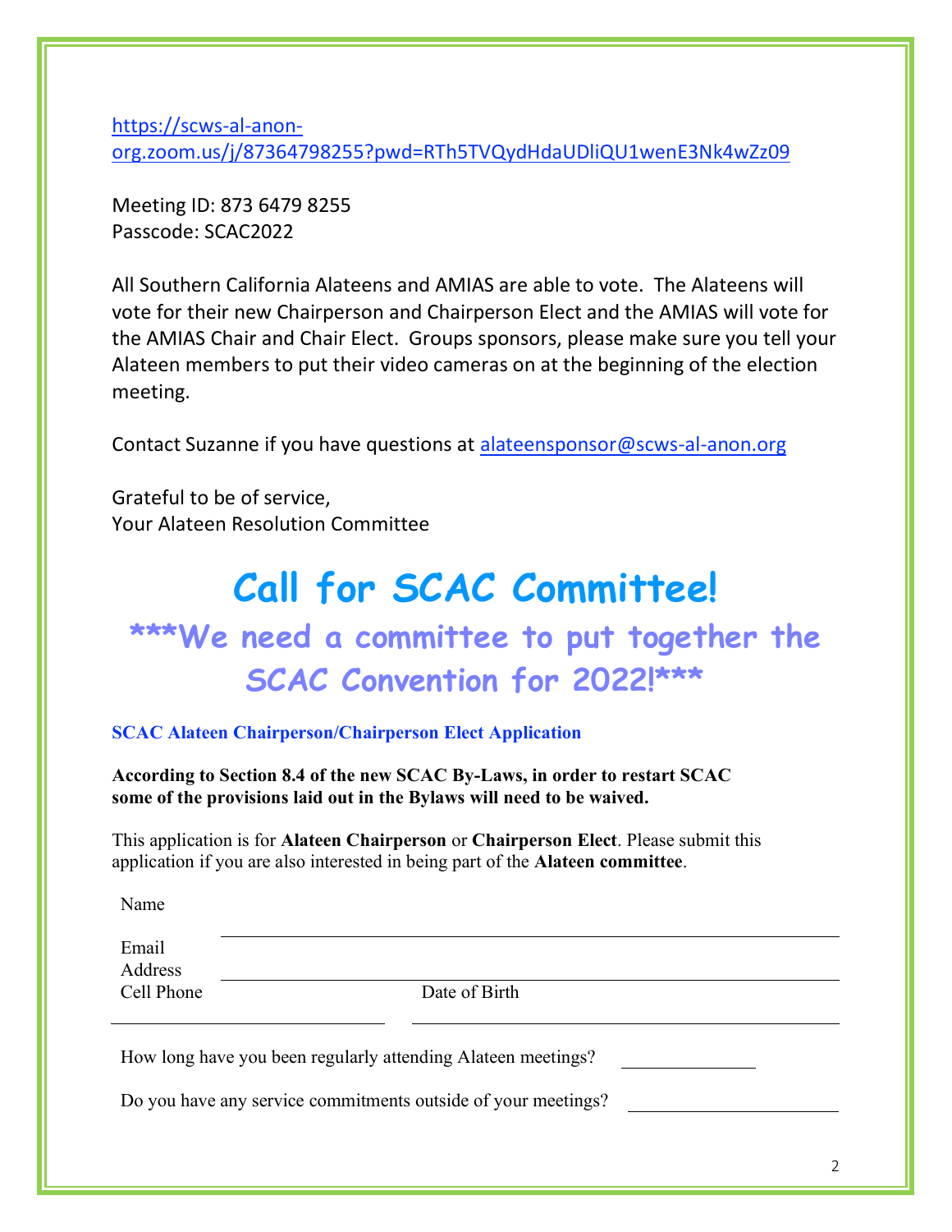https://scws-al-anon-org.zoom.us/j/87364798255?pwd=RTh5TVQydHdaUDliQU1wenE3Nk4wZz09

Meeting ID: 873 6479 8255
Passcode: SCAC2022

All Southern California Alateens and AMIAS are able to vote. The Alateens will vote for their new Chairperson and Chairperson Elect and the AMIAS will vote for the AMIAS Chair and Chair Elect. Groups sponsors, please make sure you tell your Alateen members to put their video cameras on at the beginning of the election meeting.

Contact Suzanne if you have questions at alateensponsor@scws-al-anon.org

Grateful to be of service,
Your Alateen Resolution Committee

# Call for SCAC Committee!

## ***We need a committee to put together the SCAC Convention for 2022!***

### SCAC Alateen Chairperson/Chairperson Elect Application

**According to Section 8.4 of the new SCAC By-Laws, in order to restart SCAC some of the provisions laid out in the Bylaws will need to be waived.**

This application is for **Alateen Chairperson** or **Chairperson Elect**. Please submit this application if you are also interested in being part of the **Alateen committee**.

Name ______________________________

Email Address ______________________________

Cell Phone ______________________________ Date of Birth ______________________________

How long have you been regularly attending Alateen meetings? ______________

Do you have any service commitments outside of your meetings? ______________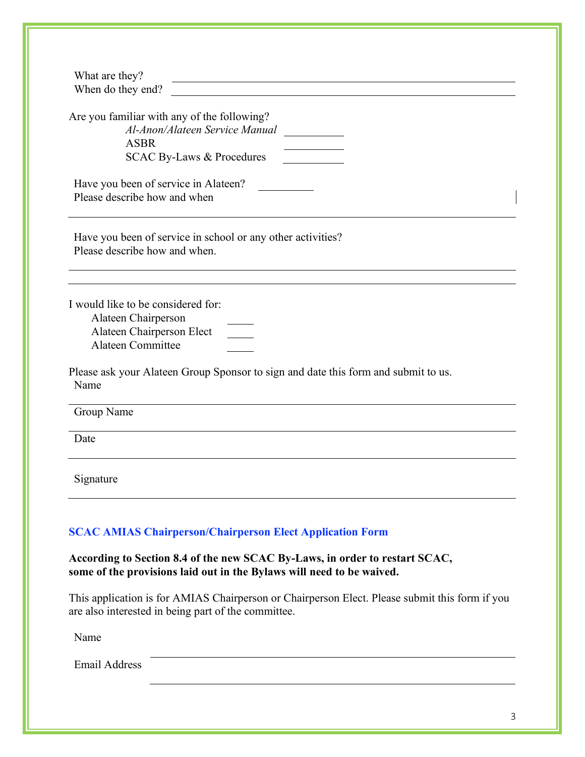What are they? ______________________________

When do they end? ______________________________

Are you familiar with any of the following?

*Al-Anon/Alateen Service Manual* __________

ASBR __________

SCAC By-Laws & Procedures __________

Have you been of service in Alateen? __________

Please describe how and when

______________________________

Have you been of service in school or any other activities?

Please describe how and when.

______________________________

______________________________

I would like to be considered for:

Alateen Chairperson ____

Alateen Chairperson Elect ____

Alateen Committee ____

Please ask your Alateen Group Sponsor to sign and date this form and submit to us.

Name

______________________________

Group Name

______________________________

Date

______________________________

Signature

______________________________

### SCAC AMIAS Chairperson/Chairperson Elect Application Form

**According to Section 8.4 of the new SCAC By-Laws, in order to restart SCAC, some of the provisions laid out in the Bylaws will need to be waived.**

This application is for AMIAS Chairperson or Chairperson Elect. Please submit this form if you are also interested in being part of the committee.

Name ______________________________

Email Address ______________________________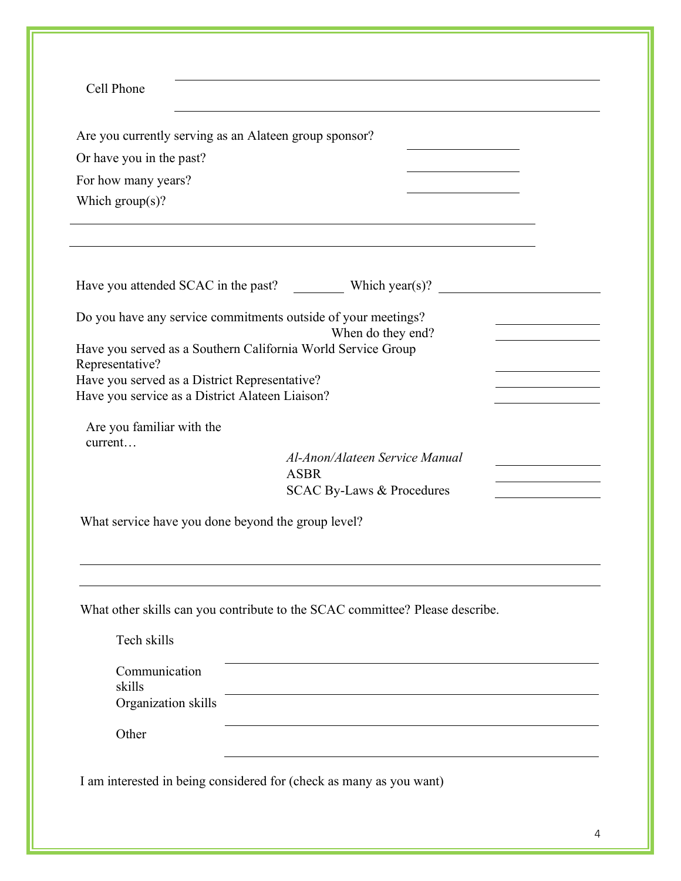Cell Phone ______________________________

Are you currently serving as an Alateen group sponsor? ____________

Or have you in the past? ____________

For how many years? ____________

Which group(s)?

______________________________________________

______________________________________________

Have you attended SCAC in the past? ________ Which year(s)? ____________________

Do you have any service commitments outside of your meetings? ____________

When do they end? ____________

Have you served as a Southern California World Service Group Representative? ____________

Have you served as a District Representative? ____________

Have you service as a District Alateen Liaison? ____________

Are you familiar with the current…

*Al-Anon/Alateen Service Manual* ____________

ASBR ____________

SCAC By-Laws & Procedures ____________

What service have you done beyond the group level?

______________________________________________

______________________________________________

What other skills can you contribute to the SCAC committee? Please describe.

Tech skills ______________________________

Communication skills ______________________________

Organization skills ______________________________

Other ______________________________

I am interested in being considered for (check as many as you want)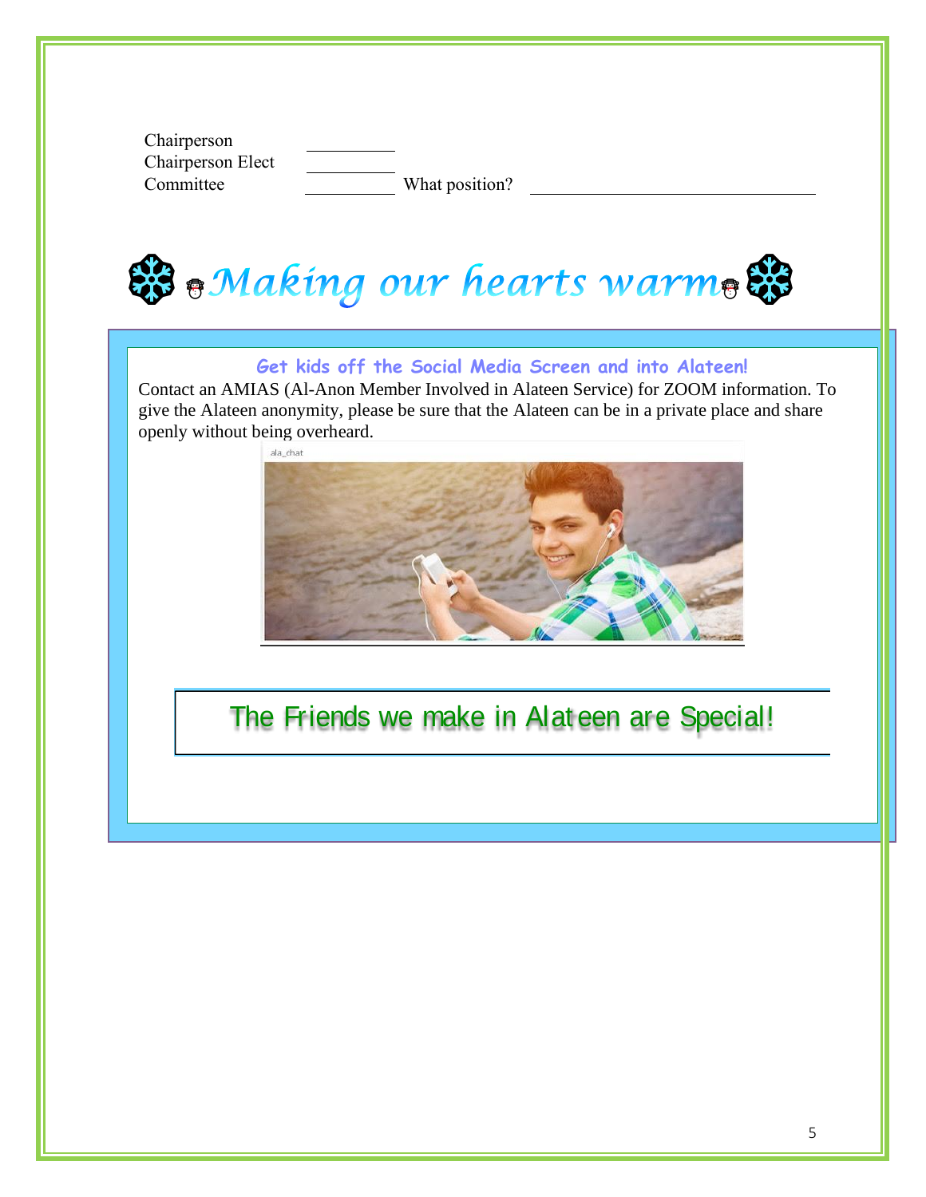Chairperson \_\_\_\_\_\_\_\_\_\_
Chairperson Elect \_\_\_\_\_\_\_\_\_\_
Committee \_\_\_\_\_\_\_\_\_\_ What position? \_\_\_\_\_\_\_\_\_\_\_\_\_\_\_\_\_\_\_\_\_\_\_\_\_\_\_\_\_\_

# *Making our hearts warm*

**Get kids off the Social Media Screen and into Alateen!**

Contact an AMIAS (Al-Anon Member Involved in Alateen Service) for ZOOM information. To give the Alateen anonymity, please be sure that the Alateen can be in a private place and share openly without being overheard.

ala_chat

## The Friends we make in Alateen are Special!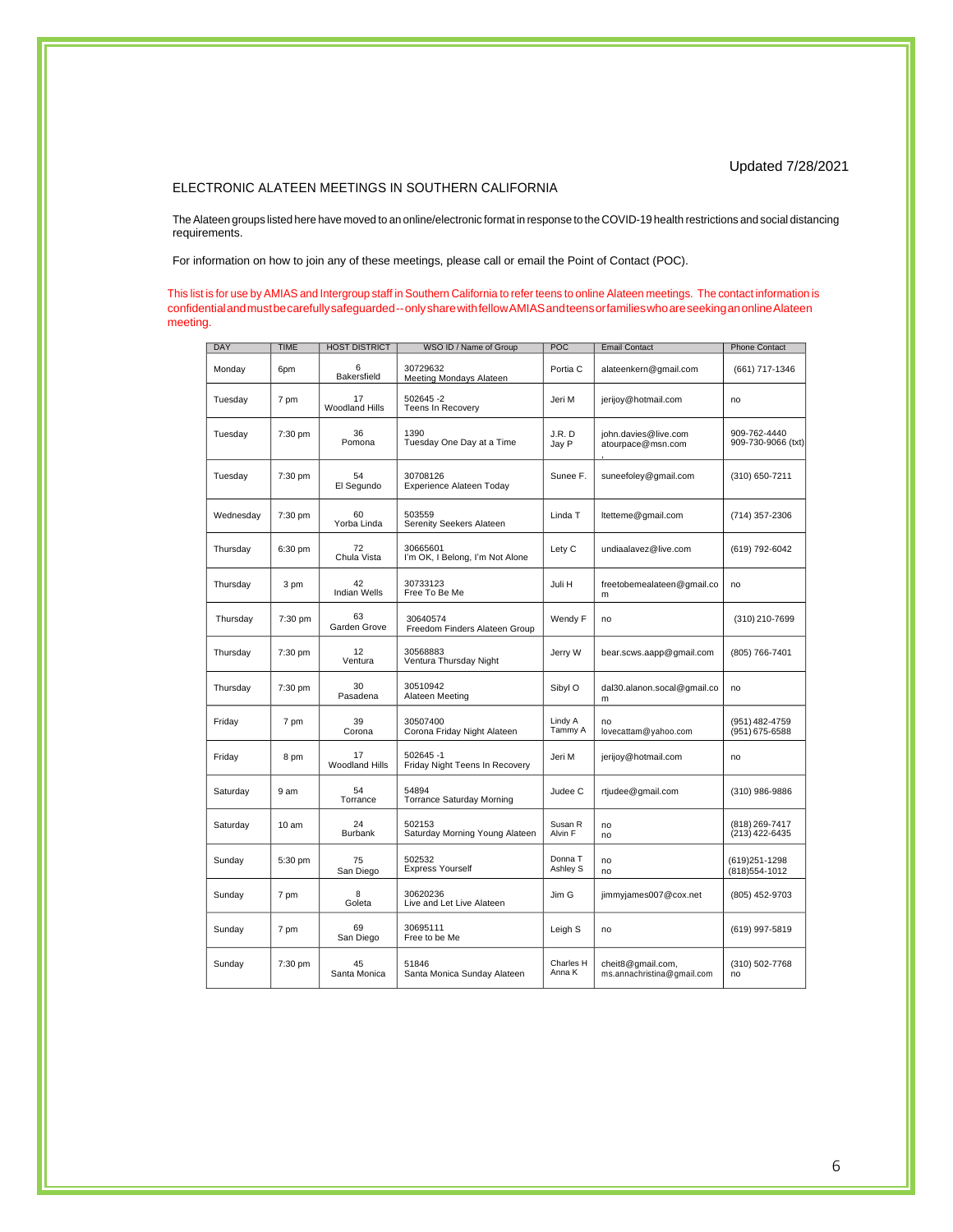Updated 7/28/2021

ELECTRONIC ALATEEN MEETINGS IN SOUTHERN CALIFORNIA

The Alateen groups listed here have moved to an online/electronic format in response to the COVID-19 health restrictions and social distancing requirements.

For information on how to join any of these meetings, please call or email the Point of Contact (POC).

This list is for use by AMIAS and Intergroup staff in Southern California to refer teens to online Alateen meetings. The contact information is confidential and must be carefully safeguarded -- only share with fellow AMIAS and teens or families who are seeking an online Alateen meeting.

| DAY | TIME | HOST DISTRICT | WSO ID / Name of Group | POC | Email Contact | Phone Contact |
|---|---|---|---|---|---|---|
| Monday | 6pm | 6 Bakersfield | 30729632 Meeting Mondays Alateen | Portia C | alateenkern@gmail.com | (661) 717-1346 |
| Tuesday | 7 pm | 17 Woodland Hills | 502645 -2 Teens In Recovery | Jeri M | jerijoy@hotmail.com | no |
| Tuesday | 7:30 pm | 36 Pomona | 1390 Tuesday One Day at a Time | J.R. D Jay P | john.davies@live.com atourpace@msn.com | 909-762-4440 909-730-9066 (txt) |
| Tuesday | 7:30 pm | 54 El Segundo | 30708126 Experience Alateen Today | Sunee F. | suneefoley@gmail.com | (310) 650-7211 |
| Wednesday | 7:30 pm | 60 Yorba Linda | 503559 Serenity Seekers Alateen | Linda T | ltetteme@gmail.com | (714) 357-2306 |
| Thursday | 6:30 pm | 72 Chula Vista | 30665601 I'm OK, I Belong, I'm Not Alone | Lety C | undiaalavez@live.com | (619) 792-6042 |
| Thursday | 3 pm | 42 Indian Wells | 30733123 Free To Be Me | Juli H | freetobemealateen@gmail.com | no |
| Thursday | 7:30 pm | 63 Garden Grove | 30640574 Freedom Finders Alateen Group | Wendy F | no | (310) 210-7699 |
| Thursday | 7:30 pm | 12 Ventura | 30568883 Ventura Thursday Night | Jerry W | bear.scws.aapp@gmail.com | (805) 766-7401 |
| Thursday | 7:30 pm | 30 Pasadena | 30510942 Alateen Meeting | Sibyl O | dal30.alanon.socal@gmail.com | no |
| Friday | 7 pm | 39 Corona | 30507400 Corona Friday Night Alateen | Lindy A Tammy A | no lovecattam@yahoo.com | (951) 482-4759 (951) 675-6588 |
| Friday | 8 pm | 17 Woodland Hills | 502645 -1 Friday Night Teens In Recovery | Jeri M | jerijoy@hotmail.com | no |
| Saturday | 9 am | 54 Torrance | 54894 Torrance Saturday Morning | Judee C | rtjudee@gmail.com | (310) 986-9886 |
| Saturday | 10 am | 24 Burbank | 502153 Saturday Morning Young Alateen | Susan R Alvin F | no no | (818) 269-7417 (213) 422-6435 |
| Sunday | 5:30 pm | 75 San Diego | 502532 Express Yourself | Donna T Ashley S | no no | (619)251-1298 (818)554-1012 |
| Sunday | 7 pm | 8 Goleta | 30620236 Live and Let Live Alateen | Jim G | jimmyjames007@cox.net | (805) 452-9703 |
| Sunday | 7 pm | 69 San Diego | 30695111 Free to be Me | Leigh S | no | (619) 997-5819 |
| Sunday | 7:30 pm | 45 Santa Monica | 51846 Santa Monica Sunday Alateen | Charles H Anna K | cheit8@gmail.com, ms.annachristina@gmail.com | (310) 502-7768 no |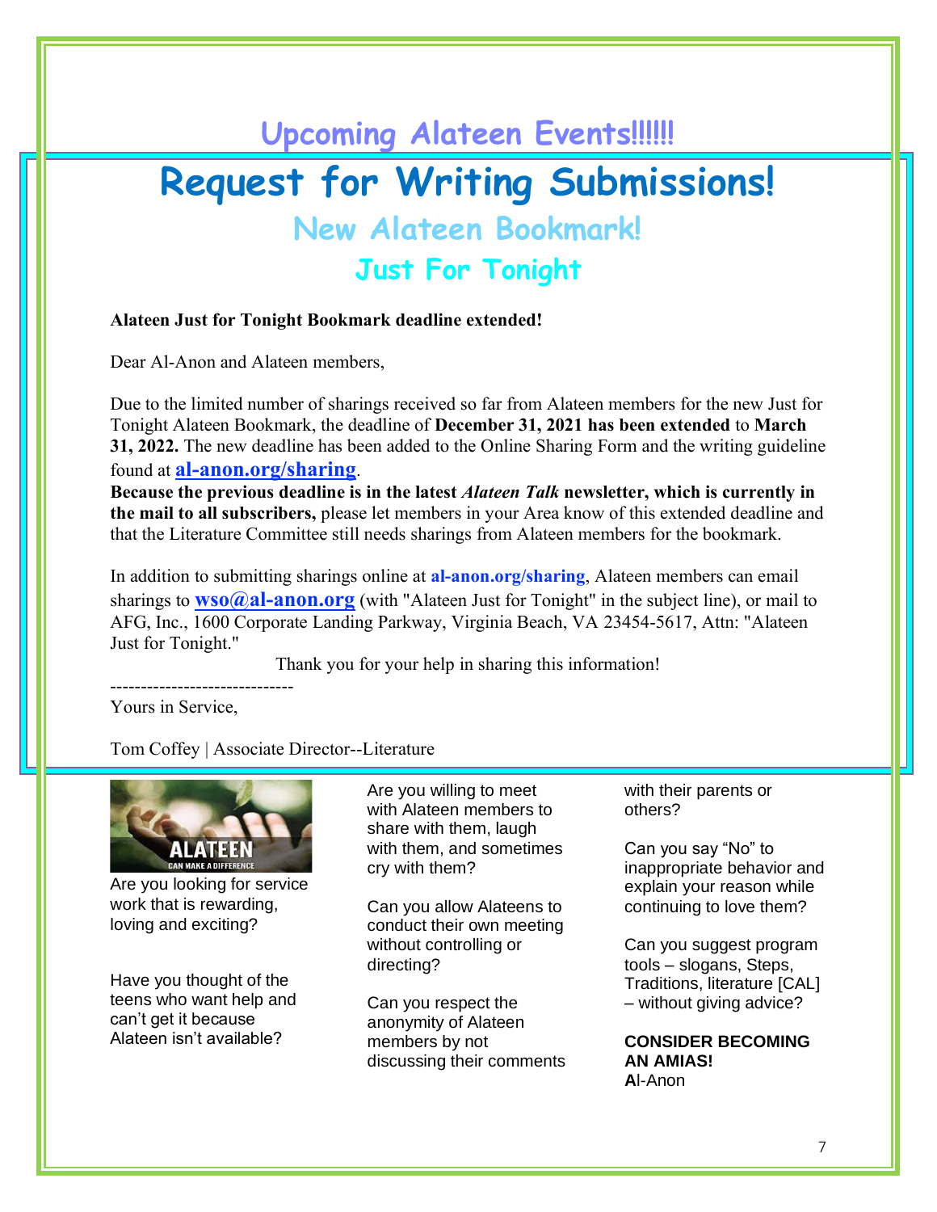# Upcoming Alateen Events!!!!!!

# Request for Writing Submissions!

## New Alateen Bookmark!

## Just For Tonight

**Alateen Just for Tonight Bookmark deadline extended!**

Dear Al-Anon and Alateen members,

Due to the limited number of sharings received so far from Alateen members for the new Just for Tonight Alateen Bookmark, the deadline of **December 31, 2021 has been extended** to **March 31, 2022.** The new deadline has been added to the Online Sharing Form and the writing guideline found at **al-anon.org/sharing**.

**Because the previous deadline is in the latest *Alateen Talk* newsletter, which is currently in the mail to all subscribers,** please let members in your Area know of this extended deadline and that the Literature Committee still needs sharings from Alateen members for the bookmark.

In addition to submitting sharings online at **al-anon.org/sharing**, Alateen members can email sharings to **wso@al-anon.org** (with "Alateen Just for Tonight" in the subject line), or mail to AFG, Inc., 1600 Corporate Landing Parkway, Virginia Beach, VA 23454-5617, Attn: "Alateen Just for Tonight."

Thank you for your help in sharing this information!

------------------------------

Yours in Service,

Tom Coffey | Associate Director--Literature

ALATEEN CAN MAKE A DIFFERENCE

Are you looking for service work that is rewarding, loving and exciting?

Have you thought of the teens who want help and can't get it because Alateen isn't available?

Are you willing to meet with Alateen members to share with them, laugh with them, and sometimes cry with them?

Can you allow Alateens to conduct their own meeting without controlling or directing?

Can you respect the anonymity of Alateen members by not discussing their comments with their parents or others?

Can you say "No" to inappropriate behavior and explain your reason while continuing to love them?

Can you suggest program tools – slogans, Steps, Traditions, literature [CAL] – without giving advice?

**CONSIDER BECOMING AN AMIAS!**

**A**l-Anon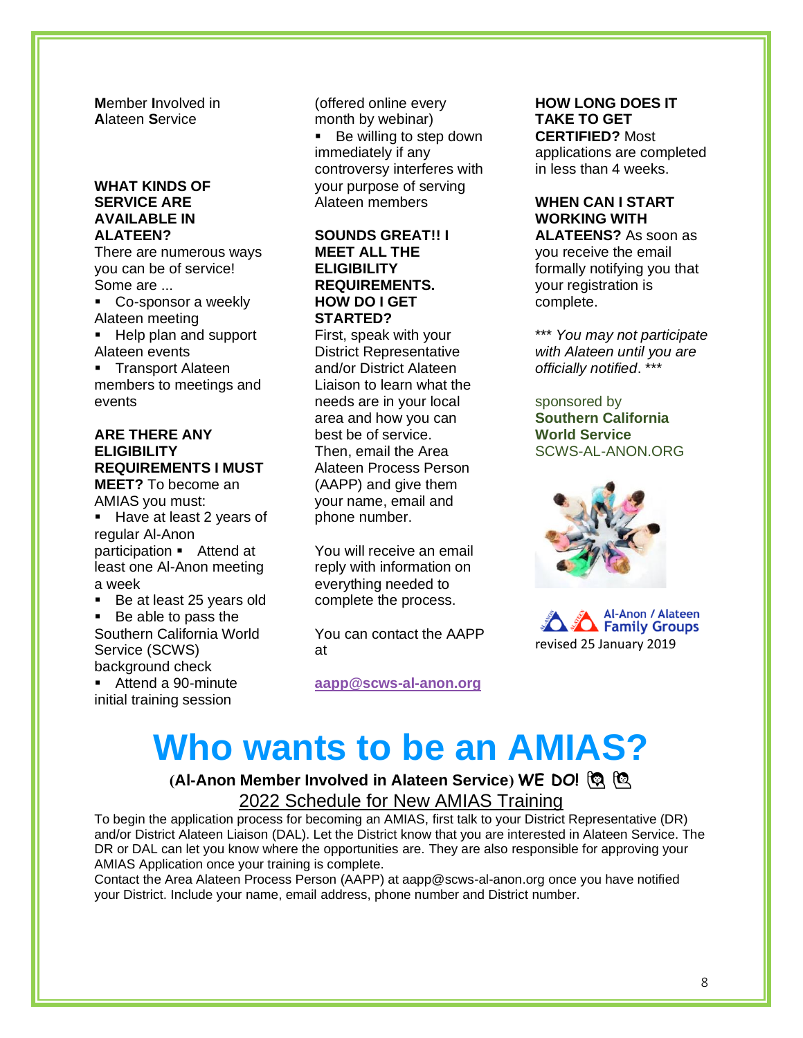**M**ember **I**nvolved in **A**lateen **S**ervice

**WHAT KINDS OF SERVICE ARE AVAILABLE IN ALATEEN?**
There are numerous ways you can be of service! Some are ...

- Co-sponsor a weekly Alateen meeting
- Help plan and support Alateen events
- Transport Alateen members to meetings and events

**ARE THERE ANY ELIGIBILITY REQUIREMENTS I MUST MEET?** To become an AMIAS you must:

- Have at least 2 years of regular Al-Anon participation
- Attend at least one Al-Anon meeting a week
- Be at least 25 years old
- Be able to pass the Southern California World Service (SCWS) background check
- Attend a 90-minute initial training session (offered online every month by webinar)
- Be willing to step down immediately if any controversy interferes with your purpose of serving Alateen members

**SOUNDS GREAT!! I MEET ALL THE ELIGIBILITY REQUIREMENTS. HOW DO I GET STARTED?**
First, speak with your District Representative and/or District Alateen Liaison to learn what the needs are in your local area and how you can best be of service. Then, email the Area Alateen Process Person (AAPP) and give them your name, email and phone number.

You will receive an email reply with information on everything needed to complete the process.

You can contact the AAPP at

**aapp@scws-al-anon.org**

**HOW LONG DOES IT TAKE TO GET CERTIFIED?** Most applications are completed in less than 4 weeks.

**WHEN CAN I START WORKING WITH ALATEENS?** As soon as you receive the email formally notifying you that your registration is complete.

*** *You may not participate with Alateen until you are officially notified*. ***

sponsored by
**Southern California World Service**
SCWS-AL-ANON.ORG

Al-Anon / Alateen Family Groups
revised 25 January 2019

# Who wants to be an AMIAS?

**(Al-Anon Member Involved in Alateen Service) WE DO!**

2022 Schedule for New AMIAS Training

To begin the application process for becoming an AMIAS, first talk to your District Representative (DR) and/or District Alateen Liaison (DAL). Let the District know that you are interested in Alateen Service. The DR or DAL can let you know where the opportunities are. They are also responsible for approving your AMIAS Application once your training is complete.
Contact the Area Alateen Process Person (AAPP) at aapp@scws-al-anon.org once you have notified your District. Include your name, email address, phone number and District number.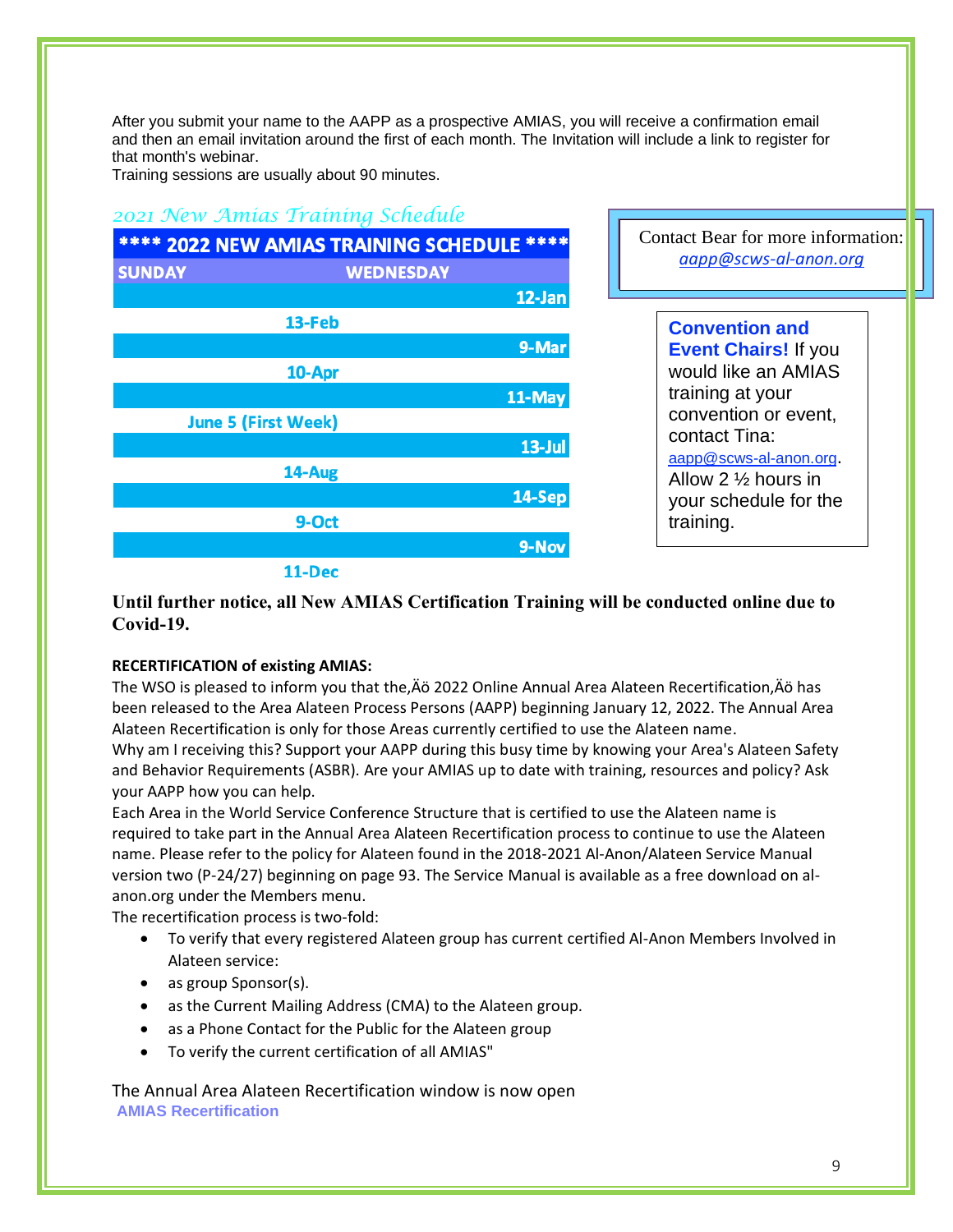After you submit your name to the AAPP as a prospective AMIAS, you will receive a confirmation email and then an email invitation around the first of each month. The Invitation will include a link to register for that month's webinar.
Training sessions are usually about 90 minutes.

*2021 New Amias Training Schedule*

| **** 2022 NEW AMIAS TRAINING SCHEDULE **** | |
|---|---|
| SUNDAY | WEDNESDAY |
| | 12-Jan |
| 13-Feb | |
| | 9-Mar |
| 10-Apr | |
| | 11-May |
| June 5 (First Week) | |
| | 13-Jul |
| 14-Aug | |
| | 14-Sep |
| 9-Oct | |
| | 9-Nov |
| 11-Dec | |

Contact Bear for more information:
*aapp@scws-al-anon.org*

**Convention and Event Chairs!** If you would like an AMIAS training at your convention or event, contact Tina: aapp@scws-al-anon.org. Allow 2 ½ hours in your schedule for the training.

**Until further notice, all New AMIAS Certification Training will be conducted online due to Covid-19.**

**RECERTIFICATION of existing AMIAS:**

The WSO is pleased to inform you that the‚Äö 2022 Online Annual Area Alateen Recertification‚Äö has been released to the Area Alateen Process Persons (AAPP) beginning January 12, 2022. The Annual Area Alateen Recertification is only for those Areas currently certified to use the Alateen name.
Why am I receiving this? Support your AAPP during this busy time by knowing your Area's Alateen Safety and Behavior Requirements (ASBR). Are your AMIAS up to date with training, resources and policy? Ask your AAPP how you can help.
Each Area in the World Service Conference Structure that is certified to use the Alateen name is required to take part in the Annual Area Alateen Recertification process to continue to use the Alateen name. Please refer to the policy for Alateen found in the 2018-2021 Al-Anon/Alateen Service Manual version two (P-24/27) beginning on page 93. The Service Manual is available as a free download on al-anon.org under the Members menu.
The recertification process is two-fold:

- To verify that every registered Alateen group has current certified Al-Anon Members Involved in Alateen service:
- as group Sponsor(s).
- as the Current Mailing Address (CMA) to the Alateen group.
- as a Phone Contact for the Public for the Alateen group
- To verify the current certification of all AMIAS"

The Annual Area Alateen Recertification window is now open
**AMIAS Recertification**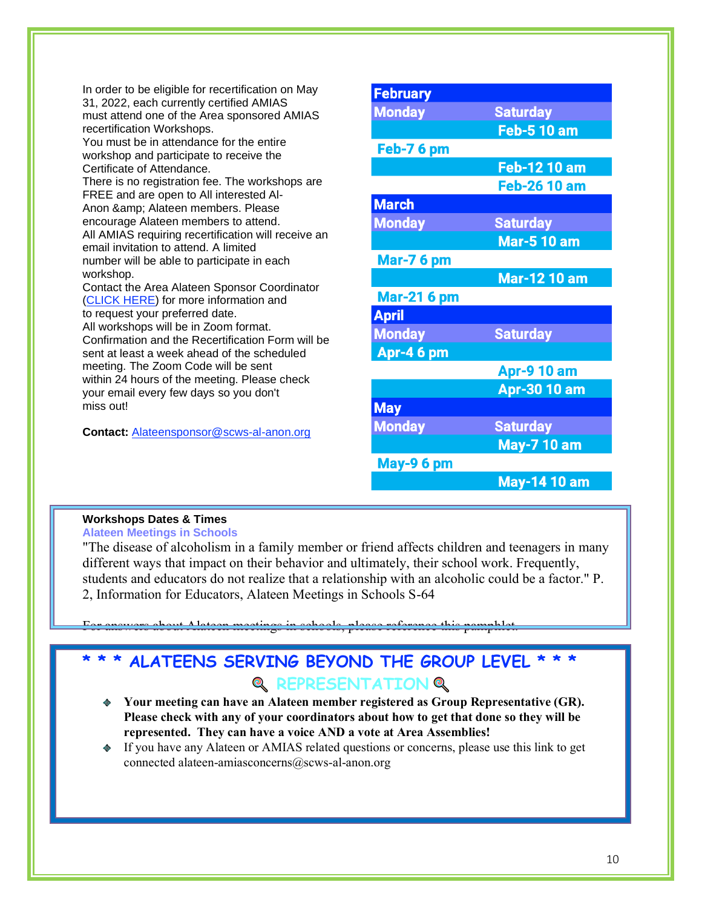In order to be eligible for recertification on May 31, 2022, each currently certified AMIAS must attend one of the Area sponsored AMIAS recertification Workshops.
You must be in attendance for the entire workshop and participate to receive the Certificate of Attendance.
There is no registration fee. The workshops are FREE and are open to All interested Al-Anon &amp; Alateen members. Please encourage Alateen members to attend.
All AMIAS requiring recertification will receive an email invitation to attend. A limited number will be able to participate in each workshop.
Contact the Area Alateen Sponsor Coordinator (CLICK HERE) for more information and to request your preferred date.
All workshops will be in Zoom format.
Confirmation and the Recertification Form will be sent at least a week ahead of the scheduled meeting. The Zoom Code will be sent within 24 hours of the meeting. Please check your email every few days so you don't miss out!

**Contact:** Alateensponsor@scws-al-anon.org

| Monday | Saturday |
|---|---|
| **February** | |
| | Feb-5 10 am |
| Feb-7 6 pm | |
| | Feb-12 10 am |
| | Feb-26 10 am |
| **March** | |
| | Mar-5 10 am |
| Mar-7 6 pm | |
| | Mar-12 10 am |
| Mar-21 6 pm | |
| **April** | |
| Apr-4 6 pm | |
| | Apr-9 10 am |
| | Apr-30 10 am |
| **May** | |
| | May-7 10 am |
| May-9 6 pm | |
| | May-14 10 am |

**Workshops Dates & Times**

**Alateen Meetings in Schools**

"The disease of alcoholism in a family member or friend affects children and teenagers in many different ways that impact on their behavior and ultimately, their school work. Frequently, students and educators do not realize that a relationship with an alcoholic could be a factor." P. 2, Information for Educators, Alateen Meetings in Schools S-64

For answers about Alateen meetings in schools, please reference this pamphlet.

## * * * ALATEENS SERVING BEYOND THE GROUP LEVEL * * *

### REPRESENTATION

- **Your meeting can have an Alateen member registered as Group Representative (GR). Please check with any of your coordinators about how to get that done so they will be represented. They can have a voice AND a vote at Area Assemblies!**
- If you have any Alateen or AMIAS related questions or concerns, please use this link to get connected alateen-amiasconcerns@scws-al-anon.org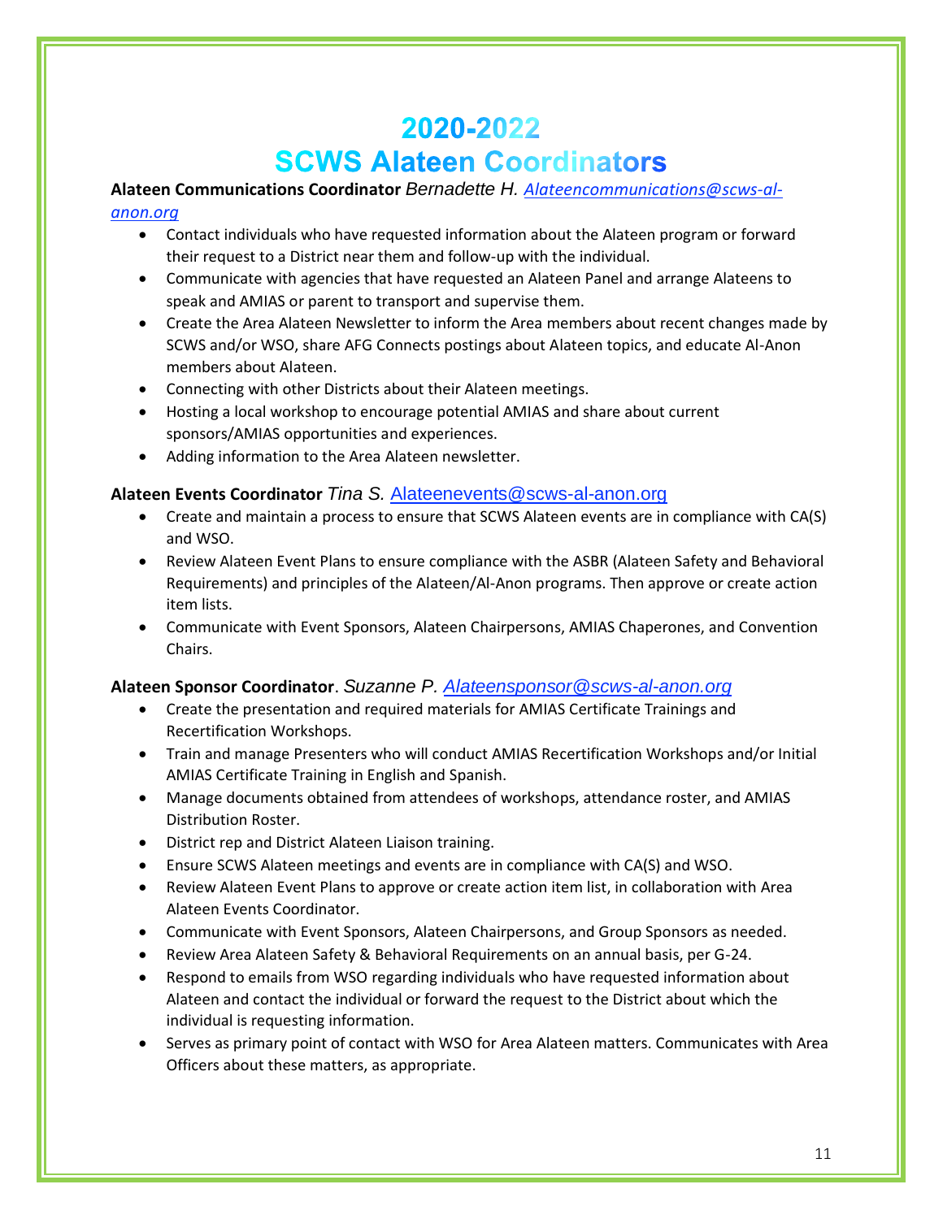# 2020-2022
# SCWS Alateen Coordinators

**Alateen Communications Coordinator** *Bernadette H.* [Alateencommunications@scws-al-anon.org](mailto:Alateencommunications@scws-al-anon.org)

- Contact individuals who have requested information about the Alateen program or forward their request to a District near them and follow-up with the individual.
- Communicate with agencies that have requested an Alateen Panel and arrange Alateens to speak and AMIAS or parent to transport and supervise them.
- Create the Area Alateen Newsletter to inform the Area members about recent changes made by SCWS and/or WSO, share AFG Connects postings about Alateen topics, and educate Al-Anon members about Alateen.
- Connecting with other Districts about their Alateen meetings.
- Hosting a local workshop to encourage potential AMIAS and share about current sponsors/AMIAS opportunities and experiences.
- Adding information to the Area Alateen newsletter.

**Alateen Events Coordinator** *Tina S.* [Alateenevents@scws-al-anon.org](mailto:Alateenevents@scws-al-anon.org)

- Create and maintain a process to ensure that SCWS Alateen events are in compliance with CA(S) and WSO.
- Review Alateen Event Plans to ensure compliance with the ASBR (Alateen Safety and Behavioral Requirements) and principles of the Alateen/Al-Anon programs. Then approve or create action item lists.
- Communicate with Event Sponsors, Alateen Chairpersons, AMIAS Chaperones, and Convention Chairs.

**Alateen Sponsor Coordinator**. *Suzanne P.* [Alateensponsor@scws-al-anon.org](mailto:Alateensponsor@scws-al-anon.org)

- Create the presentation and required materials for AMIAS Certificate Trainings and Recertification Workshops.
- Train and manage Presenters who will conduct AMIAS Recertification Workshops and/or Initial AMIAS Certificate Training in English and Spanish.
- Manage documents obtained from attendees of workshops, attendance roster, and AMIAS Distribution Roster.
- District rep and District Alateen Liaison training.
- Ensure SCWS Alateen meetings and events are in compliance with CA(S) and WSO.
- Review Alateen Event Plans to approve or create action item list, in collaboration with Area Alateen Events Coordinator.
- Communicate with Event Sponsors, Alateen Chairpersons, and Group Sponsors as needed.
- Review Area Alateen Safety & Behavioral Requirements on an annual basis, per G-24.
- Respond to emails from WSO regarding individuals who have requested information about Alateen and contact the individual or forward the request to the District about which the individual is requesting information.
- Serves as primary point of contact with WSO for Area Alateen matters. Communicates with Area Officers about these matters, as appropriate.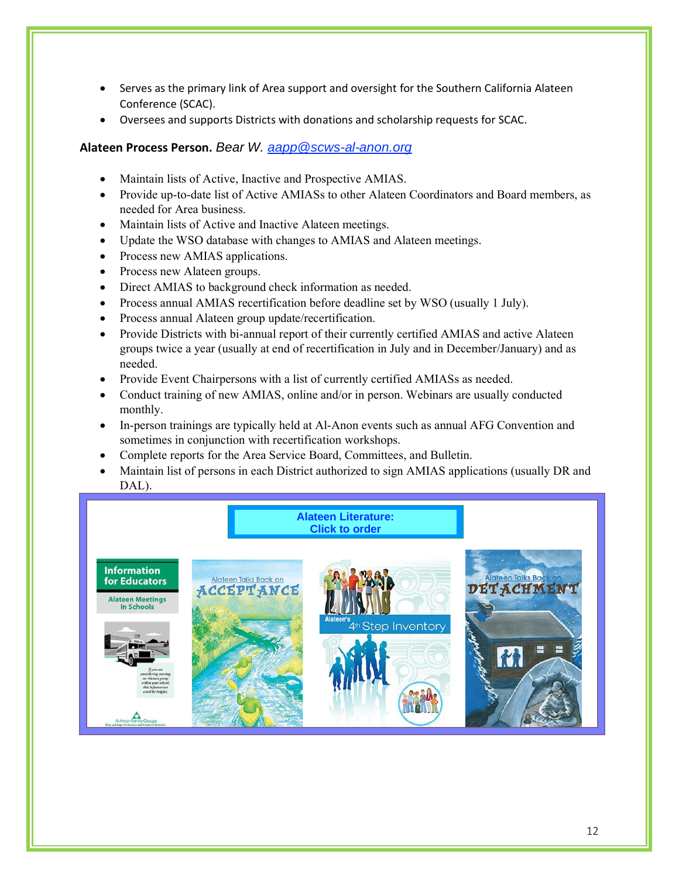- Serves as the primary link of Area support and oversight for the Southern California Alateen Conference (SCAC).
- Oversees and supports Districts with donations and scholarship requests for SCAC.

**Alateen Process Person.** *Bear W.* aapp@scws-al-anon.org

- Maintain lists of Active, Inactive and Prospective AMIAS.
- Provide up-to-date list of Active AMIASs to other Alateen Coordinators and Board members, as needed for Area business.
- Maintain lists of Active and Inactive Alateen meetings.
- Update the WSO database with changes to AMIAS and Alateen meetings.
- Process new AMIAS applications.
- Process new Alateen groups.
- Direct AMIAS to background check information as needed.
- Process annual AMIAS recertification before deadline set by WSO (usually 1 July).
- Process annual Alateen group update/recertification.
- Provide Districts with bi-annual report of their currently certified AMIAS and active Alateen groups twice a year (usually at end of recertification in July and in December/January) and as needed.
- Provide Event Chairpersons with a list of currently certified AMIASs as needed.
- Conduct training of new AMIAS, online and/or in person. Webinars are usually conducted monthly.
- In-person trainings are typically held at Al-Anon events such as annual AFG Convention and sometimes in conjunction with recertification workshops.
- Complete reports for the Area Service Board, Committees, and Bulletin.
- Maintain list of persons in each District authorized to sign AMIAS applications (usually DR and DAL).

**Alateen Literature:**
**Click to order**

Information for Educators — Alateen Meetings In Schools

Alateen Talks Back on ACCEPTANCE

Alateen's 4th Step Inventory

Alateen Talks Back on DETACHMENT